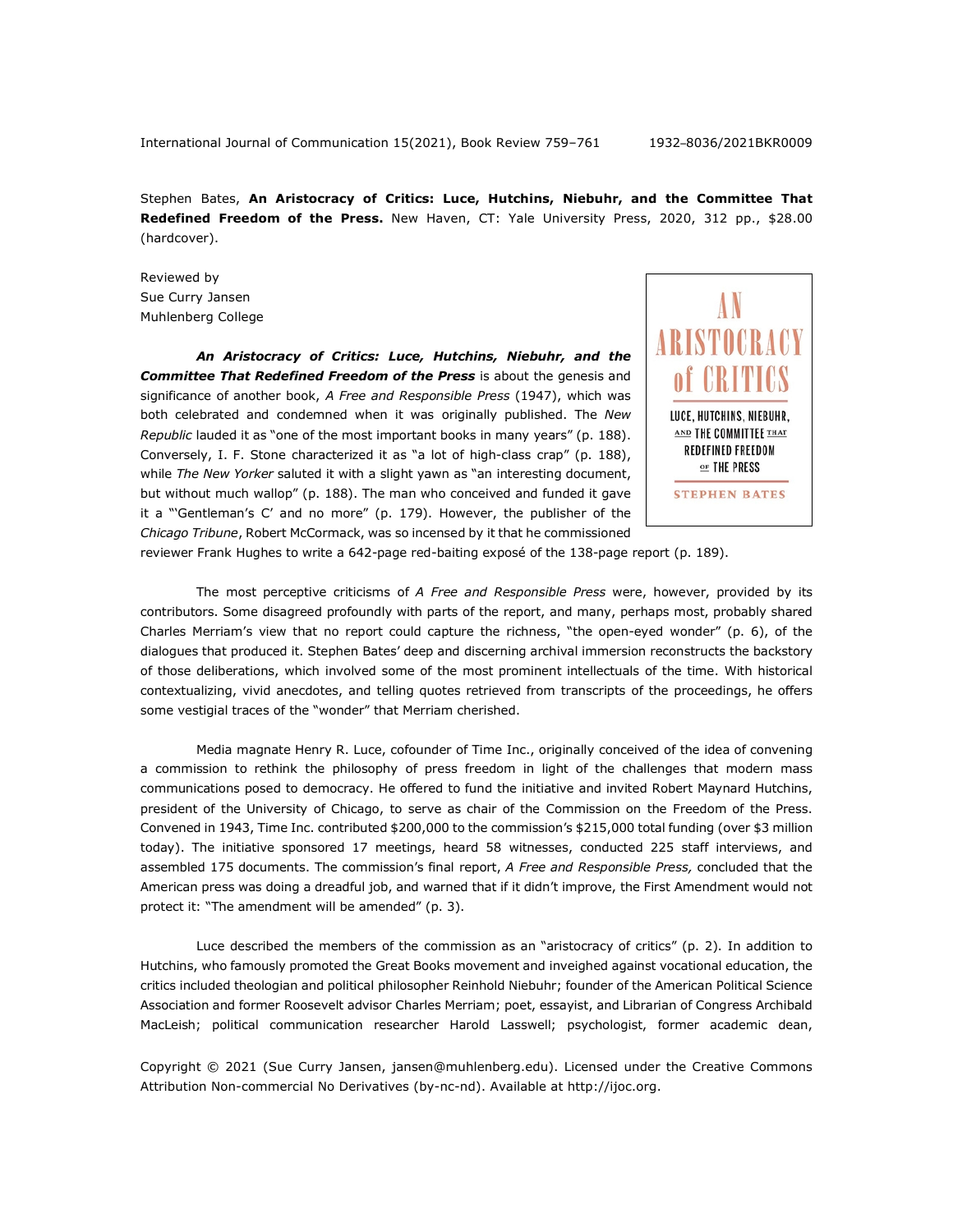Stephen Bates, **An Aristocracy of Critics: Luce, Hutchins, Niebuhr, and the Committee That Redefined Freedom of the Press.** New Haven, CT: Yale University Press, 2020, 312 pp., $28.00 (hardcover).

Reviewed by
Sue Curry Jansen
Muhlenberg College

***An Aristocracy of Critics: Luce, Hutchins, Niebuhr, and the Committee That Redefined Freedom of the Press*** is about the genesis and significance of another book, *A Free and Responsible Press* (1947), which was both celebrated and condemned when it was originally published. The *New Republic* lauded it as "one of the most important books in many years" (p. 188). Conversely, I. F. Stone characterized it as "a lot of high-class crap" (p. 188), while *The New Yorker* saluted it with a slight yawn as "an interesting document, but without much wallop" (p. 188). The man who conceived and funded it gave it a "'Gentleman's C' and no more" (p. 179). However, the publisher of the *Chicago Tribune*, Robert McCormack, was so incensed by it that he commissioned reviewer Frank Hughes to write a 642-page red-baiting exposé of the 138-page report (p. 189).

The most perceptive criticisms of *A Free and Responsible Press* were, however, provided by its contributors. Some disagreed profoundly with parts of the report, and many, perhaps most, probably shared Charles Merriam's view that no report could capture the richness, "the open-eyed wonder" (p. 6), of the dialogues that produced it. Stephen Bates' deep and discerning archival immersion reconstructs the backstory of those deliberations, which involved some of the most prominent intellectuals of the time. With historical contextualizing, vivid anecdotes, and telling quotes retrieved from transcripts of the proceedings, he offers some vestigial traces of the "wonder" that Merriam cherished.

Media magnate Henry R. Luce, cofounder of Time Inc., originally conceived of the idea of convening a commission to rethink the philosophy of press freedom in light of the challenges that modern mass communications posed to democracy. He offered to fund the initiative and invited Robert Maynard Hutchins, president of the University of Chicago, to serve as chair of the Commission on the Freedom of the Press. Convened in 1943, Time Inc. contributed $200,000 to the commission's $215,000 total funding (over $3 million today). The initiative sponsored 17 meetings, heard 58 witnesses, conducted 225 staff interviews, and assembled 175 documents. The commission's final report, *A Free and Responsible Press,* concluded that the American press was doing a dreadful job, and warned that if it didn't improve, the First Amendment would not protect it: "The amendment will be amended" (p. 3).

Luce described the members of the commission as an "aristocracy of critics" (p. 2). In addition to Hutchins, who famously promoted the Great Books movement and inveighed against vocational education, the critics included theologian and political philosopher Reinhold Niebuhr; founder of the American Political Science Association and former Roosevelt advisor Charles Merriam; poet, essayist, and Librarian of Congress Archibald MacLeish; political communication researcher Harold Lasswell; psychologist, former academic dean,

Copyright © 2021 (Sue Curry Jansen, jansen@muhlenberg.edu). Licensed under the Creative Commons Attribution Non-commercial No Derivatives (by-nc-nd). Available at http://ijoc.org.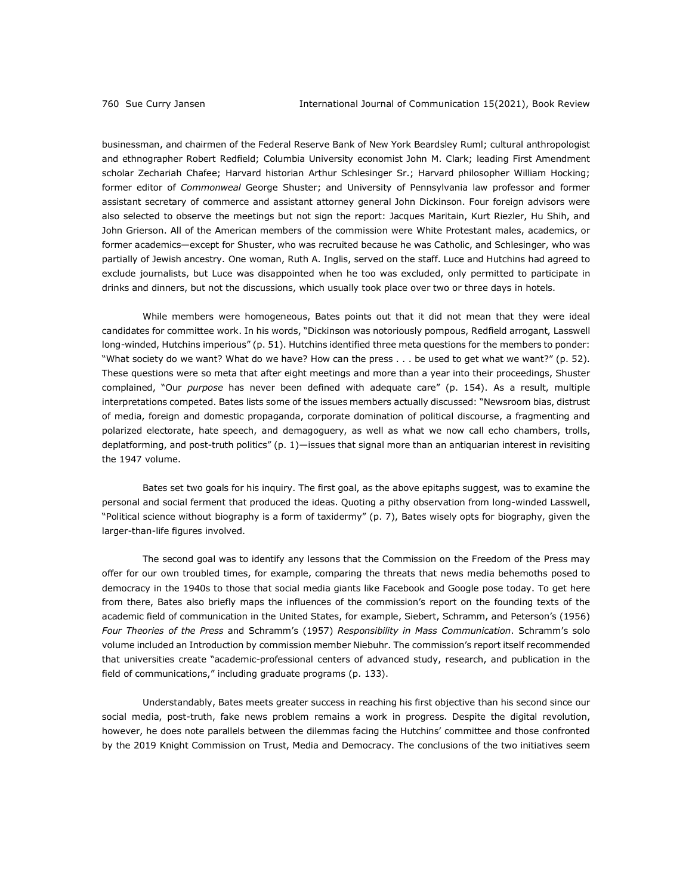businessman, and chairmen of the Federal Reserve Bank of New York Beardsley Ruml; cultural anthropologist and ethnographer Robert Redfield; Columbia University economist John M. Clark; leading First Amendment scholar Zechariah Chafee; Harvard historian Arthur Schlesinger Sr.; Harvard philosopher William Hocking; former editor of *Commonweal* George Shuster; and University of Pennsylvania law professor and former assistant secretary of commerce and assistant attorney general John Dickinson. Four foreign advisors were also selected to observe the meetings but not sign the report: Jacques Maritain, Kurt Riezler, Hu Shih, and John Grierson. All of the American members of the commission were White Protestant males, academics, or former academics—except for Shuster, who was recruited because he was Catholic, and Schlesinger, who was partially of Jewish ancestry. One woman, Ruth A. Inglis, served on the staff. Luce and Hutchins had agreed to exclude journalists, but Luce was disappointed when he too was excluded, only permitted to participate in drinks and dinners, but not the discussions, which usually took place over two or three days in hotels.

While members were homogeneous, Bates points out that it did not mean that they were ideal candidates for committee work. In his words, "Dickinson was notoriously pompous, Redfield arrogant, Lasswell long-winded, Hutchins imperious" (p. 51). Hutchins identified three meta questions for the members to ponder: "What society do we want? What do we have? How can the press . . . be used to get what we want?" (p. 52). These questions were so meta that after eight meetings and more than a year into their proceedings, Shuster complained, "Our *purpose* has never been defined with adequate care" (p. 154). As a result, multiple interpretations competed. Bates lists some of the issues members actually discussed: "Newsroom bias, distrust of media, foreign and domestic propaganda, corporate domination of political discourse, a fragmenting and polarized electorate, hate speech, and demagoguery, as well as what we now call echo chambers, trolls, deplatforming, and post-truth politics" (p. 1)—issues that signal more than an antiquarian interest in revisiting the 1947 volume.

Bates set two goals for his inquiry. The first goal, as the above epitaphs suggest, was to examine the personal and social ferment that produced the ideas. Quoting a pithy observation from long-winded Lasswell, "Political science without biography is a form of taxidermy" (p. 7), Bates wisely opts for biography, given the larger-than-life figures involved.

The second goal was to identify any lessons that the Commission on the Freedom of the Press may offer for our own troubled times, for example, comparing the threats that news media behemoths posed to democracy in the 1940s to those that social media giants like Facebook and Google pose today. To get here from there, Bates also briefly maps the influences of the commission's report on the founding texts of the academic field of communication in the United States, for example, Siebert, Schramm, and Peterson's (1956) *Four Theories of the Press* and Schramm's (1957) *Responsibility in Mass Communication*. Schramm's solo volume included an Introduction by commission member Niebuhr. The commission's report itself recommended that universities create "academic-professional centers of advanced study, research, and publication in the field of communications," including graduate programs (p. 133).

Understandably, Bates meets greater success in reaching his first objective than his second since our social media, post-truth, fake news problem remains a work in progress. Despite the digital revolution, however, he does note parallels between the dilemmas facing the Hutchins' committee and those confronted by the 2019 Knight Commission on Trust, Media and Democracy. The conclusions of the two initiatives seem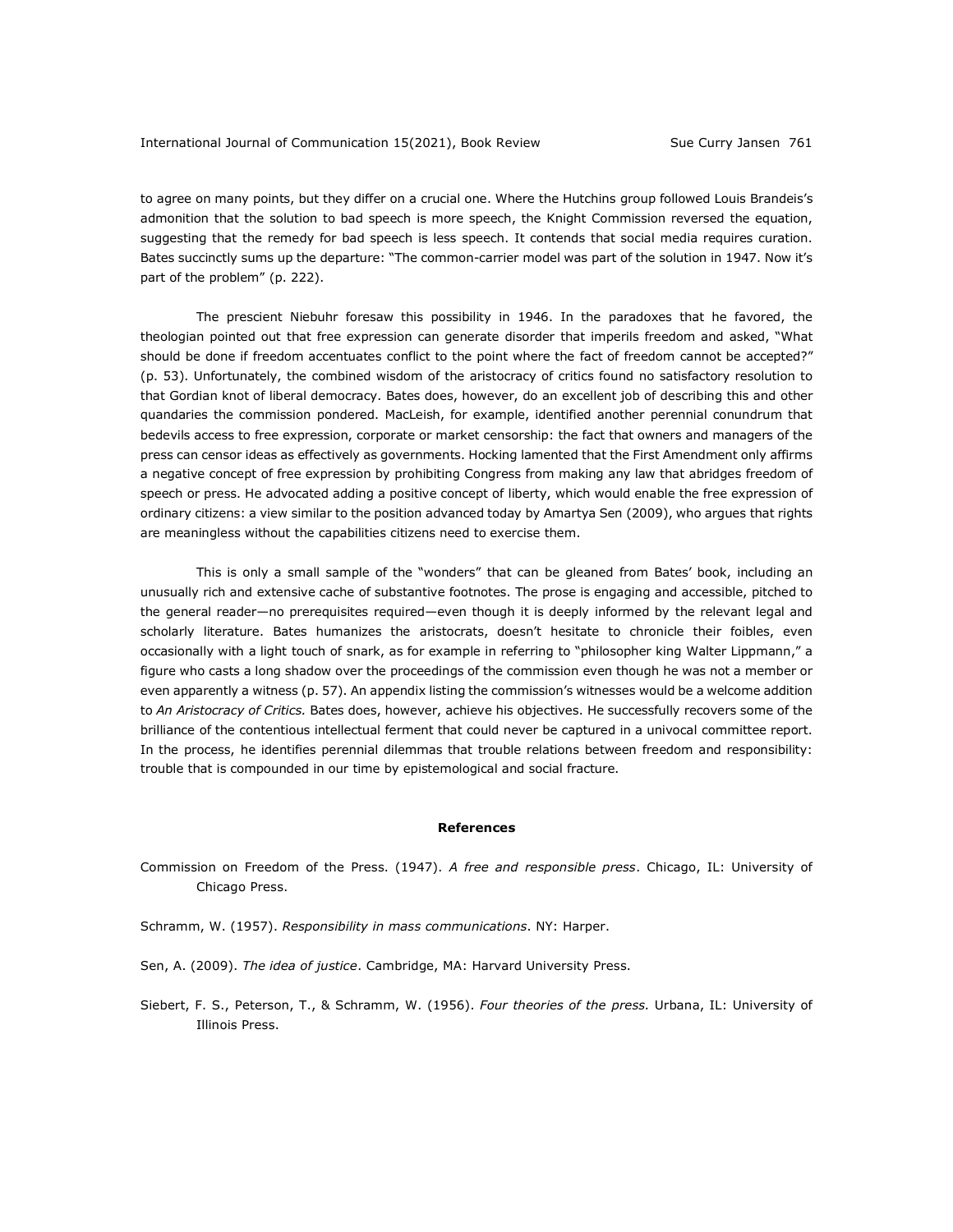to agree on many points, but they differ on a crucial one. Where the Hutchins group followed Louis Brandeis's admonition that the solution to bad speech is more speech, the Knight Commission reversed the equation, suggesting that the remedy for bad speech is less speech. It contends that social media requires curation. Bates succinctly sums up the departure: "The common-carrier model was part of the solution in 1947. Now it's part of the problem" (p. 222).

The prescient Niebuhr foresaw this possibility in 1946. In the paradoxes that he favored, the theologian pointed out that free expression can generate disorder that imperils freedom and asked, "What should be done if freedom accentuates conflict to the point where the fact of freedom cannot be accepted?" (p. 53). Unfortunately, the combined wisdom of the aristocracy of critics found no satisfactory resolution to that Gordian knot of liberal democracy. Bates does, however, do an excellent job of describing this and other quandaries the commission pondered. MacLeish, for example, identified another perennial conundrum that bedevils access to free expression, corporate or market censorship: the fact that owners and managers of the press can censor ideas as effectively as governments. Hocking lamented that the First Amendment only affirms a negative concept of free expression by prohibiting Congress from making any law that abridges freedom of speech or press. He advocated adding a positive concept of liberty, which would enable the free expression of ordinary citizens: a view similar to the position advanced today by Amartya Sen (2009), who argues that rights are meaningless without the capabilities citizens need to exercise them.

This is only a small sample of the "wonders" that can be gleaned from Bates' book, including an unusually rich and extensive cache of substantive footnotes. The prose is engaging and accessible, pitched to the general reader—no prerequisites required—even though it is deeply informed by the relevant legal and scholarly literature. Bates humanizes the aristocrats, doesn't hesitate to chronicle their foibles, even occasionally with a light touch of snark, as for example in referring to "philosopher king Walter Lippmann," a figure who casts a long shadow over the proceedings of the commission even though he was not a member or even apparently a witness (p. 57). An appendix listing the commission's witnesses would be a welcome addition to *An Aristocracy of Critics.* Bates does, however, achieve his objectives. He successfully recovers some of the brilliance of the contentious intellectual ferment that could never be captured in a univocal committee report. In the process, he identifies perennial dilemmas that trouble relations between freedom and responsibility: trouble that is compounded in our time by epistemological and social fracture.

## References

Commission on Freedom of the Press. (1947). *A free and responsible press*. Chicago, IL: University of Chicago Press.

Schramm, W. (1957). *Responsibility in mass communications*. NY: Harper.

Sen, A. (2009). *The idea of justice*. Cambridge, MA: Harvard University Press.

Siebert, F. S., Peterson, T., & Schramm, W. (1956). *Four theories of the press.* Urbana, IL: University of Illinois Press.